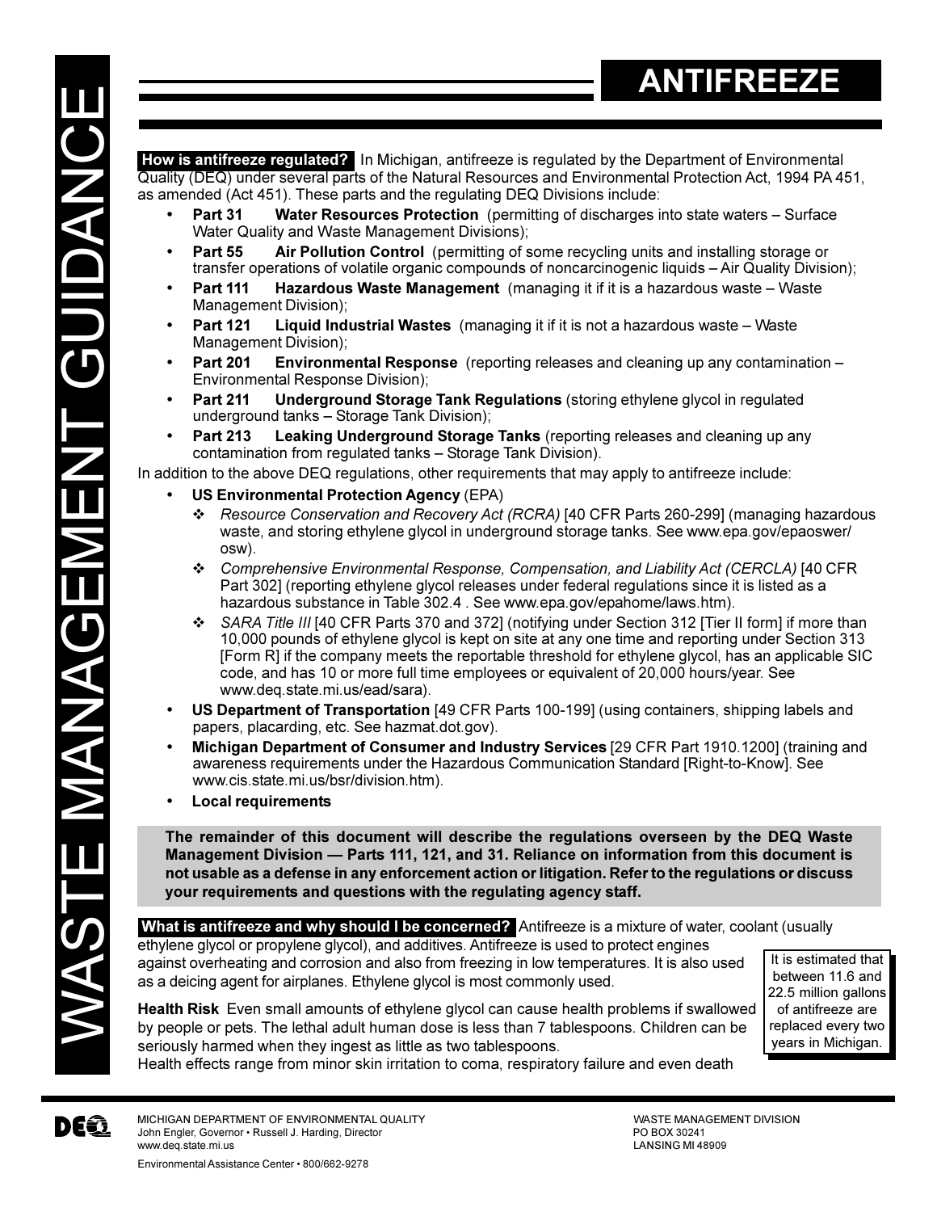# ANTIFREEZE

**How is antifreeze regulated?** In Michigan, antifreeze is regulated by the Department of Environmental Quality (DEQ) under several parts of the Natural Resources and Environmental Protection Act, 1994 PA 451, as amended (Act 451). These parts and the regulating DEQ Divisions include:

- **Part 31 Water Resources Protection** (permitting of discharges into state waters – Surface Water Quality and Waste Management Divisions);
- **Part 55 Air Pollution Control** (permitting of some recycling units and installing storage or transfer operations of volatile organic compounds of noncarcinogenic liquids – Air Quality Division);
- **Part 111 Hazardous Waste Management** (managing it if it is a hazardous waste – Waste Management Division);
- **Part 121 Liquid Industrial Wastes** (managing it if it is not a hazardous waste – Waste Management Division);
- **Part 201 Environmental Response** (reporting releases and cleaning up any contamination – Environmental Response Division);
- **Part 211 Underground Storage Tank Regulations** (storing ethylene glycol in regulated underground tanks – Storage Tank Division);
- **Part 213 Leaking Underground Storage Tanks** (reporting releases and cleaning up any contamination from regulated tanks – Storage Tank Division).

In addition to the above DEQ regulations, other requirements that may apply to antifreeze include:

- **US Environmental Protection Agency** (EPA)
  - *Resource Conservation and Recovery Act (RCRA)* [40 CFR Parts 260-299] (managing hazardous waste, and storing ethylene glycol in underground storage tanks. See www.epa.gov/epaoswer/osw).
  - *Comprehensive Environmental Response, Compensation, and Liability Act (CERCLA)* [40 CFR Part 302] (reporting ethylene glycol releases under federal regulations since it is listed as a hazardous substance in Table 302.4 . See www.epa.gov/epahome/laws.htm).
  - *SARA Title III* [40 CFR Parts 370 and 372] (notifying under Section 312 [Tier II form] if more than 10,000 pounds of ethylene glycol is kept on site at any one time and reporting under Section 313 [Form R] if the company meets the reportable threshold for ethylene glycol, has an applicable SIC code, and has 10 or more full time employees or equivalent of 20,000 hours/year. See www.deq.state.mi.us/ead/sara).
- **US Department of Transportation** [49 CFR Parts 100-199] (using containers, shipping labels and papers, placarding, etc. See hazmat.dot.gov).
- **Michigan Department of Consumer and Industry Services** [29 CFR Part 1910.1200] (training and awareness requirements under the Hazardous Communication Standard [Right-to-Know]. See www.cis.state.mi.us/bsr/division.htm).
- **Local requirements**

**The remainder of this document will describe the regulations overseen by the DEQ Waste Management Division — Parts 111, 121, and 31. Reliance on information from this document is not usable as a defense in any enforcement action or litigation. Refer to the regulations or discuss your requirements and questions with the regulating agency staff.**

**What is antifreeze and why should I be concerned?** Antifreeze is a mixture of water, coolant (usually ethylene glycol or propylene glycol), and additives. Antifreeze is used to protect engines against overheating and corrosion and also from freezing in low temperatures. It is also used as a deicing agent for airplanes. Ethylene glycol is most commonly used.

> It is estimated that between 11.6 and 22.5 million gallons of antifreeze are replaced every two years in Michigan.

**Health Risk** Even small amounts of ethylene glycol can cause health problems if swallowed by people or pets. The lethal adult human dose is less than 7 tablespoons. Children can be seriously harmed when they ingest as little as two tablespoons.
Health effects range from minor skin irritation to coma, respiratory failure and even death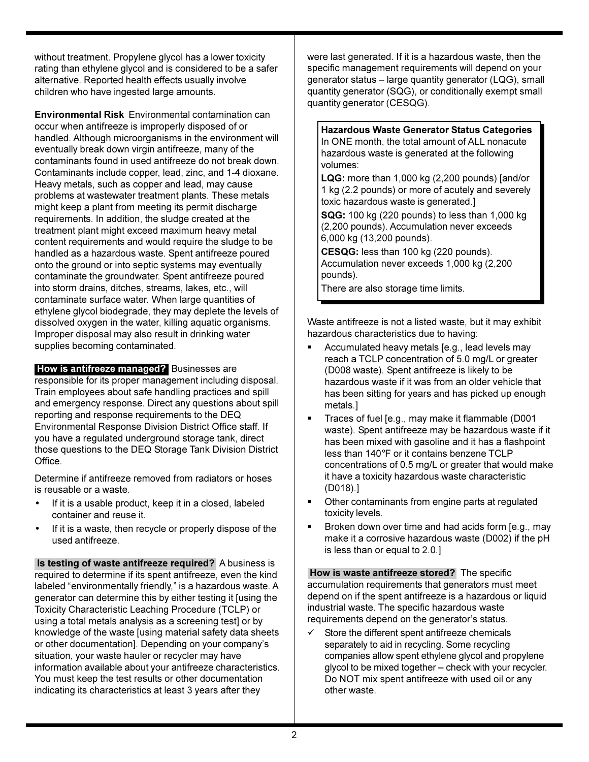without treatment. Propylene glycol has a lower toxicity rating than ethylene glycol and is considered to be a safer alternative. Reported health effects usually involve children who have ingested large amounts.

**Environmental Risk** Environmental contamination can occur when antifreeze is improperly disposed of or handled. Although microorganisms in the environment will eventually break down virgin antifreeze, many of the contaminants found in used antifreeze do not break down. Contaminants include copper, lead, zinc, and 1-4 dioxane. Heavy metals, such as copper and lead, may cause problems at wastewater treatment plants. These metals might keep a plant from meeting its permit discharge requirements. In addition, the sludge created at the treatment plant might exceed maximum heavy metal content requirements and would require the sludge to be handled as a hazardous waste. Spent antifreeze poured onto the ground or into septic systems may eventually contaminate the groundwater. Spent antifreeze poured into storm drains, ditches, streams, lakes, etc., will contaminate surface water. When large quantities of ethylene glycol biodegrade, they may deplete the levels of dissolved oxygen in the water, killing aquatic organisms. Improper disposal may also result in drinking water supplies becoming contaminated.

**How is antifreeze managed?** Businesses are responsible for its proper management including disposal. Train employees about safe handling practices and spill and emergency response. Direct any questions about spill reporting and response requirements to the DEQ Environmental Response Division District Office staff. If you have a regulated underground storage tank, direct those questions to the DEQ Storage Tank Division District Office.

Determine if antifreeze removed from radiators or hoses is reusable or a waste.

- If it is a usable product, keep it in a closed, labeled container and reuse it.
- If it is a waste, then recycle or properly dispose of the used antifreeze.

**Is testing of waste antifreeze required?** A business is required to determine if its spent antifreeze, even the kind labeled "environmentally friendly," is a hazardous waste. A generator can determine this by either testing it [using the Toxicity Characteristic Leaching Procedure (TCLP) or using a total metals analysis as a screening test] or by knowledge of the waste [using material safety data sheets or other documentation]. Depending on your company's situation, your waste hauler or recycler may have information available about your antifreeze characteristics. You must keep the test results or other documentation indicating its characteristics at least 3 years after they were last generated. If it is a hazardous waste, then the specific management requirements will depend on your generator status – large quantity generator (LQG), small quantity generator (SQG), or conditionally exempt small quantity generator (CESQG).

> **Hazardous Waste Generator Status Categories**
> In ONE month, the total amount of ALL nonacute hazardous waste is generated at the following volumes:
>
> **LQG:** more than 1,000 kg (2,200 pounds) [and/or 1 kg (2.2 pounds) or more of acutely and severely toxic hazardous waste is generated.]
>
> **SQG:** 100 kg (220 pounds) to less than 1,000 kg (2,200 pounds). Accumulation never exceeds 6,000 kg (13,200 pounds).
>
> **CESQG:** less than 100 kg (220 pounds). Accumulation never exceeds 1,000 kg (2,200 pounds).
>
> There are also storage time limits.

Waste antifreeze is not a listed waste, but it may exhibit hazardous characteristics due to having:

- Accumulated heavy metals [e.g., lead levels may reach a TCLP concentration of 5.0 mg/L or greater (D008 waste). Spent antifreeze is likely to be hazardous waste if it was from an older vehicle that has been sitting for years and has picked up enough metals.]
- Traces of fuel [e.g., may make it flammable (D001 waste). Spent antifreeze may be hazardous waste if it has been mixed with gasoline and it has a flashpoint less than 140°F or it contains benzene TCLP concentrations of 0.5 mg/L or greater that would make it have a toxicity hazardous waste characteristic (D018).]
- Other contaminants from engine parts at regulated toxicity levels.
- Broken down over time and had acids form [e.g., may make it a corrosive hazardous waste (D002) if the pH is less than or equal to 2.0.]

**How is waste antifreeze stored?** The specific accumulation requirements that generators must meet depend on if the spent antifreeze is a hazardous or liquid industrial waste. The specific hazardous waste requirements depend on the generator's status.

- ✓ Store the different spent antifreeze chemicals separately to aid in recycling. Some recycling companies allow spent ethylene glycol and propylene glycol to be mixed together – check with your recycler. Do NOT mix spent antifreeze with used oil or any other waste.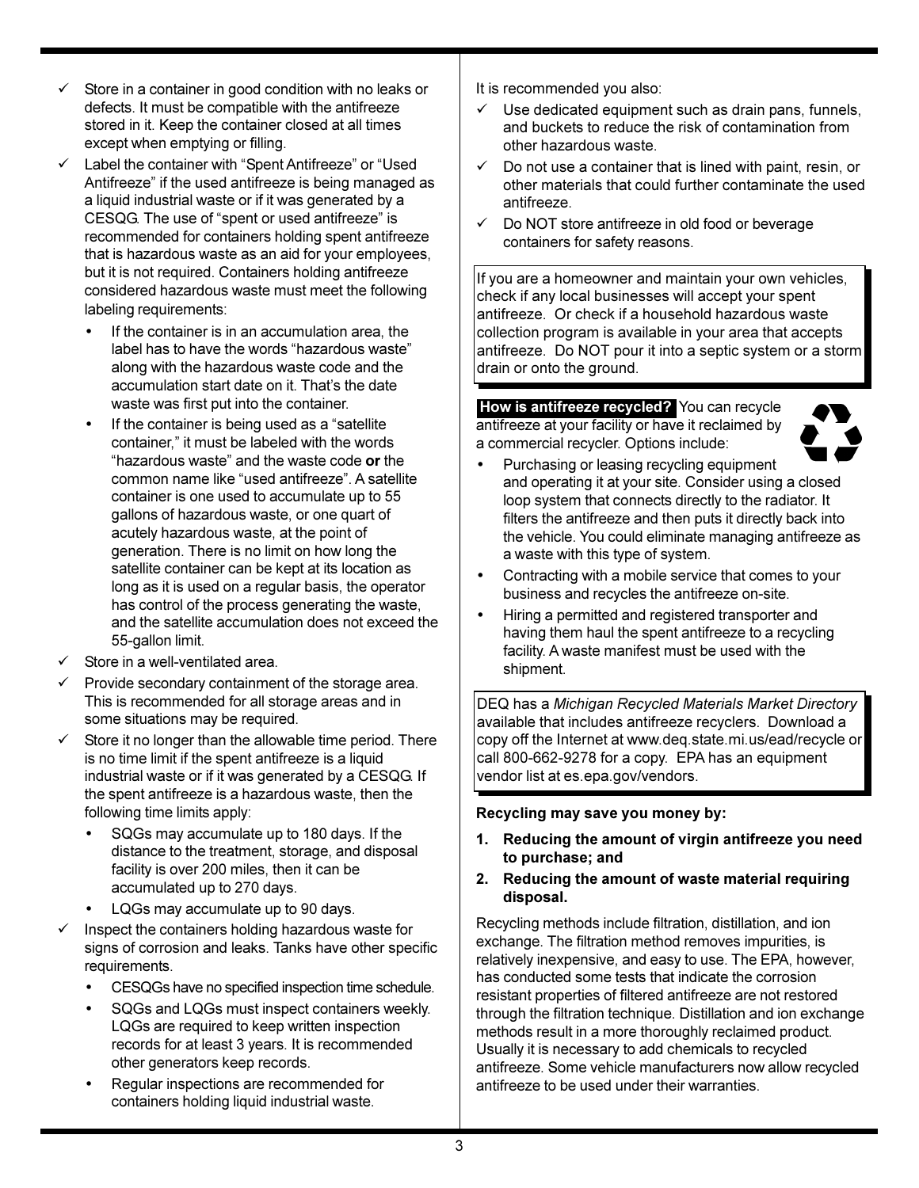- ✓ Store in a container in good condition with no leaks or defects. It must be compatible with the antifreeze stored in it. Keep the container closed at all times except when emptying or filling.
- ✓ Label the container with "Spent Antifreeze" or "Used Antifreeze" if the used antifreeze is being managed as a liquid industrial waste or if it was generated by a CESQG. The use of "spent or used antifreeze" is recommended for containers holding spent antifreeze that is hazardous waste as an aid for your employees, but it is not required. Containers holding antifreeze considered hazardous waste must meet the following labeling requirements:
  - If the container is in an accumulation area, the label has to have the words "hazardous waste" along with the hazardous waste code and the accumulation start date on it. That's the date waste was first put into the container.
  - If the container is being used as a "satellite container," it must be labeled with the words "hazardous waste" and the waste code **or** the common name like "used antifreeze". A satellite container is one used to accumulate up to 55 gallons of hazardous waste, or one quart of acutely hazardous waste, at the point of generation. There is no limit on how long the satellite container can be kept at its location as long as it is used on a regular basis, the operator has control of the process generating the waste, and the satellite accumulation does not exceed the 55-gallon limit.
- ✓ Store in a well-ventilated area.
- ✓ Provide secondary containment of the storage area. This is recommended for all storage areas and in some situations may be required.
- ✓ Store it no longer than the allowable time period. There is no time limit if the spent antifreeze is a liquid industrial waste or if it was generated by a CESQG. If the spent antifreeze is a hazardous waste, then the following time limits apply:
  - SQGs may accumulate up to 180 days. If the distance to the treatment, storage, and disposal facility is over 200 miles, then it can be accumulated up to 270 days.
  - LQGs may accumulate up to 90 days.
- ✓ Inspect the containers holding hazardous waste for signs of corrosion and leaks. Tanks have other specific requirements.
  - CESQGs have no specified inspection time schedule.
  - SQGs and LQGs must inspect containers weekly. LQGs are required to keep written inspection records for at least 3 years. It is recommended other generators keep records.
  - Regular inspections are recommended for containers holding liquid industrial waste.

It is recommended you also:

- ✓ Use dedicated equipment such as drain pans, funnels, and buckets to reduce the risk of contamination from other hazardous waste.
- ✓ Do not use a container that is lined with paint, resin, or other materials that could further contaminate the used antifreeze.
- ✓ Do NOT store antifreeze in old food or beverage containers for safety reasons.

If you are a homeowner and maintain your own vehicles, check if any local businesses will accept your spent antifreeze. Or check if a household hazardous waste collection program is available in your area that accepts antifreeze. Do NOT pour it into a septic system or a storm drain or onto the ground.

**How is antifreeze recycled?** You can recycle antifreeze at your facility or have it reclaimed by a commercial recycler. Options include:

- Purchasing or leasing recycling equipment and operating it at your site. Consider using a closed loop system that connects directly to the radiator. It filters the antifreeze and then puts it directly back into the vehicle. You could eliminate managing antifreeze as a waste with this type of system.
- Contracting with a mobile service that comes to your business and recycles the antifreeze on-site.
- Hiring a permitted and registered transporter and having them haul the spent antifreeze to a recycling facility. A waste manifest must be used with the shipment.

DEQ has a *Michigan Recycled Materials Market Directory* available that includes antifreeze recyclers. Download a copy off the Internet at www.deq.state.mi.us/ead/recycle or call 800-662-9278 for a copy. EPA has an equipment vendor list at es.epa.gov/vendors.

**Recycling may save you money by:**

1. **Reducing the amount of virgin antifreeze you need to purchase; and**
2. **Reducing the amount of waste material requiring disposal.**

Recycling methods include filtration, distillation, and ion exchange. The filtration method removes impurities, is relatively inexpensive, and easy to use. The EPA, however, has conducted some tests that indicate the corrosion resistant properties of filtered antifreeze are not restored through the filtration technique. Distillation and ion exchange methods result in a more thoroughly reclaimed product. Usually it is necessary to add chemicals to recycled antifreeze. Some vehicle manufacturers now allow recycled antifreeze to be used under their warranties.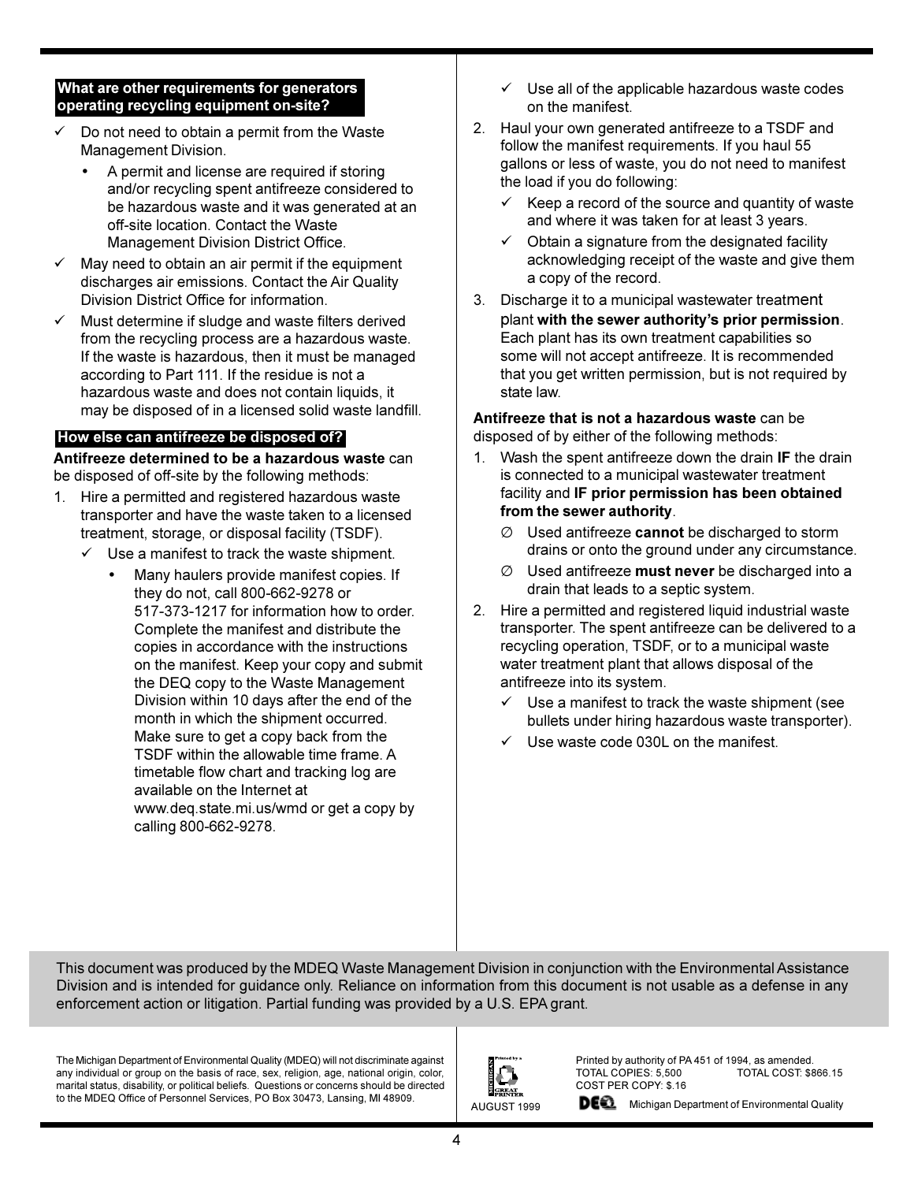## What are other requirements for generators operating recycling equipment on-site?

- ✓ Do not need to obtain a permit from the Waste Management Division.
  - A permit and license are required if storing and/or recycling spent antifreeze considered to be hazardous waste and it was generated at an off-site location. Contact the Waste Management Division District Office.
- ✓ May need to obtain an air permit if the equipment discharges air emissions. Contact the Air Quality Division District Office for information.
- ✓ Must determine if sludge and waste filters derived from the recycling process are a hazardous waste. If the waste is hazardous, then it must be managed according to Part 111. If the residue is not a hazardous waste and does not contain liquids, it may be disposed of in a licensed solid waste landfill.

## How else can antifreeze be disposed of?

**Antifreeze determined to be a hazardous waste** can be disposed of off-site by the following methods:

1. Hire a permitted and registered hazardous waste transporter and have the waste taken to a licensed treatment, storage, or disposal facility (TSDF).
   - ✓ Use a manifest to track the waste shipment.
     - Many haulers provide manifest copies. If they do not, call 800-662-9278 or 517-373-1217 for information how to order. Complete the manifest and distribute the copies in accordance with the instructions on the manifest. Keep your copy and submit the DEQ copy to the Waste Management Division within 10 days after the end of the month in which the shipment occurred. Make sure to get a copy back from the TSDF within the allowable time frame. A timetable flow chart and tracking log are available on the Internet at www.deq.state.mi.us/wmd or get a copy by calling 800-662-9278.
   - ✓ Use all of the applicable hazardous waste codes on the manifest.
2. Haul your own generated antifreeze to a TSDF and follow the manifest requirements. If you haul 55 gallons or less of waste, you do not need to manifest the load if you do following:
   - ✓ Keep a record of the source and quantity of waste and where it was taken for at least 3 years.
   - ✓ Obtain a signature from the designated facility acknowledging receipt of the waste and give them a copy of the record.
3. Discharge it to a municipal wastewater treatment plant **with the sewer authority's prior permission**. Each plant has its own treatment capabilities so some will not accept antifreeze. It is recommended that you get written permission, but is not required by state law.

**Antifreeze that is not a hazardous waste** can be disposed of by either of the following methods:

1. Wash the spent antifreeze down the drain **IF** the drain is connected to a municipal wastewater treatment facility and **IF prior permission has been obtained from the sewer authority**.
   - ∅ Used antifreeze **cannot** be discharged to storm drains or onto the ground under any circumstance.
   - ∅ Used antifreeze **must never** be discharged into a drain that leads to a septic system.
2. Hire a permitted and registered liquid industrial waste transporter. The spent antifreeze can be delivered to a recycling operation, TSDF, or to a municipal waste water treatment plant that allows disposal of the antifreeze into its system.
   - ✓ Use a manifest to track the waste shipment (see bullets under hiring hazardous waste transporter).
   - ✓ Use waste code 030L on the manifest.

This document was produced by the MDEQ Waste Management Division in conjunction with the Environmental Assistance Division and is intended for guidance only. Reliance on information from this document is not usable as a defense in any enforcement action or litigation. Partial funding was provided by a U.S. EPA grant.

The Michigan Department of Environmental Quality (MDEQ) will not discriminate against any individual or group on the basis of race, sex, religion, age, national origin, color, marital status, disability, or political beliefs. Questions or concerns should be directed to the MDEQ Office of Personnel Services, PO Box 30473, Lansing, MI 48909.

Printed by a Michigan Great Printer

AUGUST 1999

Printed by authority of PA 451 of 1994, as amended.
TOTAL COPIES: 5,500 TOTAL COST: $866.15
COST PER COPY: $.16

DEQ Michigan Department of Environmental Quality